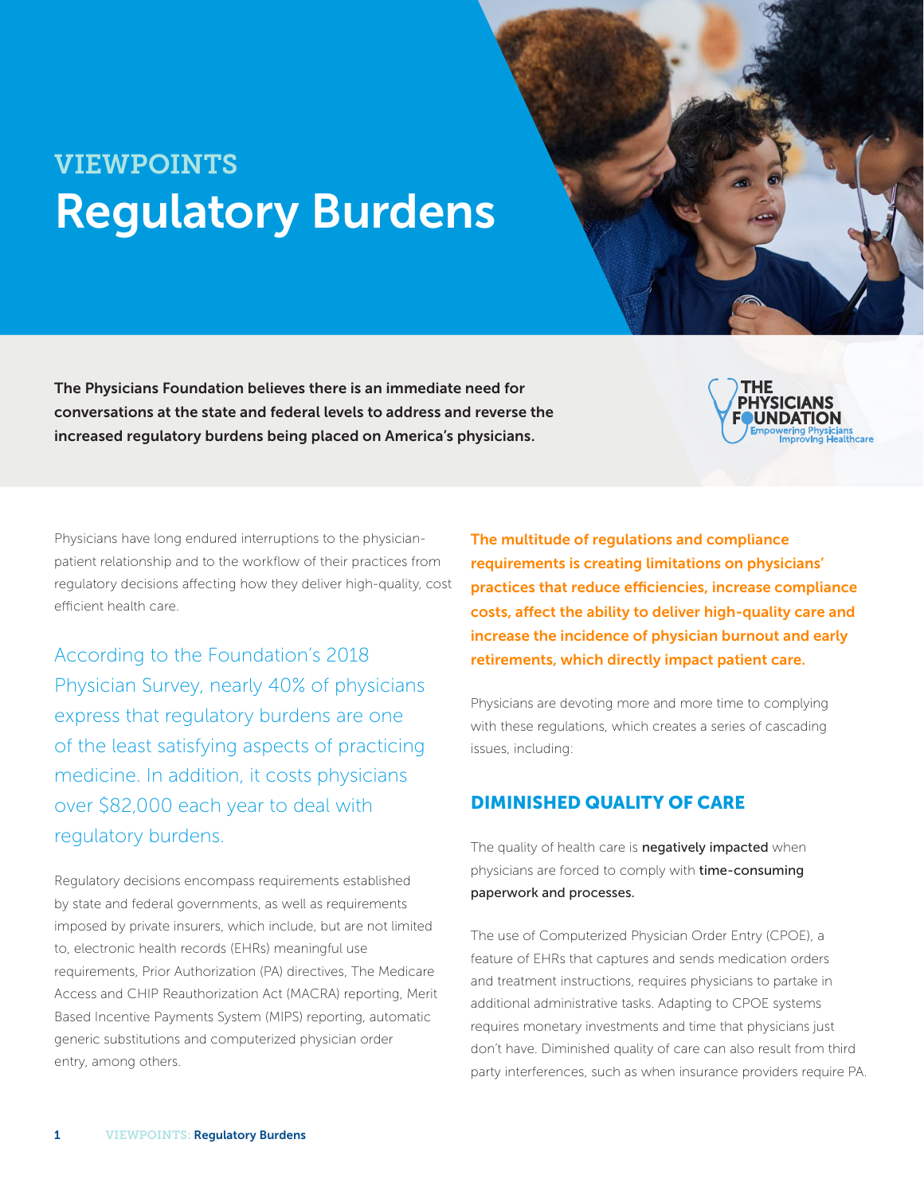# VIEWPOINTS

# Regulatory Burdens

**The Physicians Foundation believes there is an immediate need for conversations at the state and federal levels to address and reverse the increased regulatory burdens being placed on America's physicians.**

Physicians have long endured interruptions to the physician-patient relationship and to the workflow of their practices from regulatory decisions affecting how they deliver high-quality, cost efficient health care.

According to the Foundation's 2018 Physician Survey, nearly 40% of physicians express that regulatory burdens are one of the least satisfying aspects of practicing medicine. In addition, it costs physicians over $82,000 each year to deal with regulatory burdens.

Regulatory decisions encompass requirements established by state and federal governments, as well as requirements imposed by private insurers, which include, but are not limited to, electronic health records (EHRs) meaningful use requirements, Prior Authorization (PA) directives, The Medicare Access and CHIP Reauthorization Act (MACRA) reporting, Merit Based Incentive Payments System (MIPS) reporting, automatic generic substitutions and computerized physician order entry, among others.

**The multitude of regulations and compliance requirements is creating limitations on physicians' practices that reduce efficiencies, increase compliance costs, affect the ability to deliver high-quality care and increase the incidence of physician burnout and early retirements, which directly impact patient care.**

Physicians are devoting more and more time to complying with these regulations, which creates a series of cascading issues, including:

## DIMINISHED QUALITY OF CARE

The quality of health care is **negatively impacted** when physicians are forced to comply with **time-consuming paperwork and processes.**

The use of Computerized Physician Order Entry (CPOE), a feature of EHRs that captures and sends medication orders and treatment instructions, requires physicians to partake in additional administrative tasks. Adapting to CPOE systems requires monetary investments and time that physicians just don't have. Diminished quality of care can also result from third party interferences, such as when insurance providers require PA.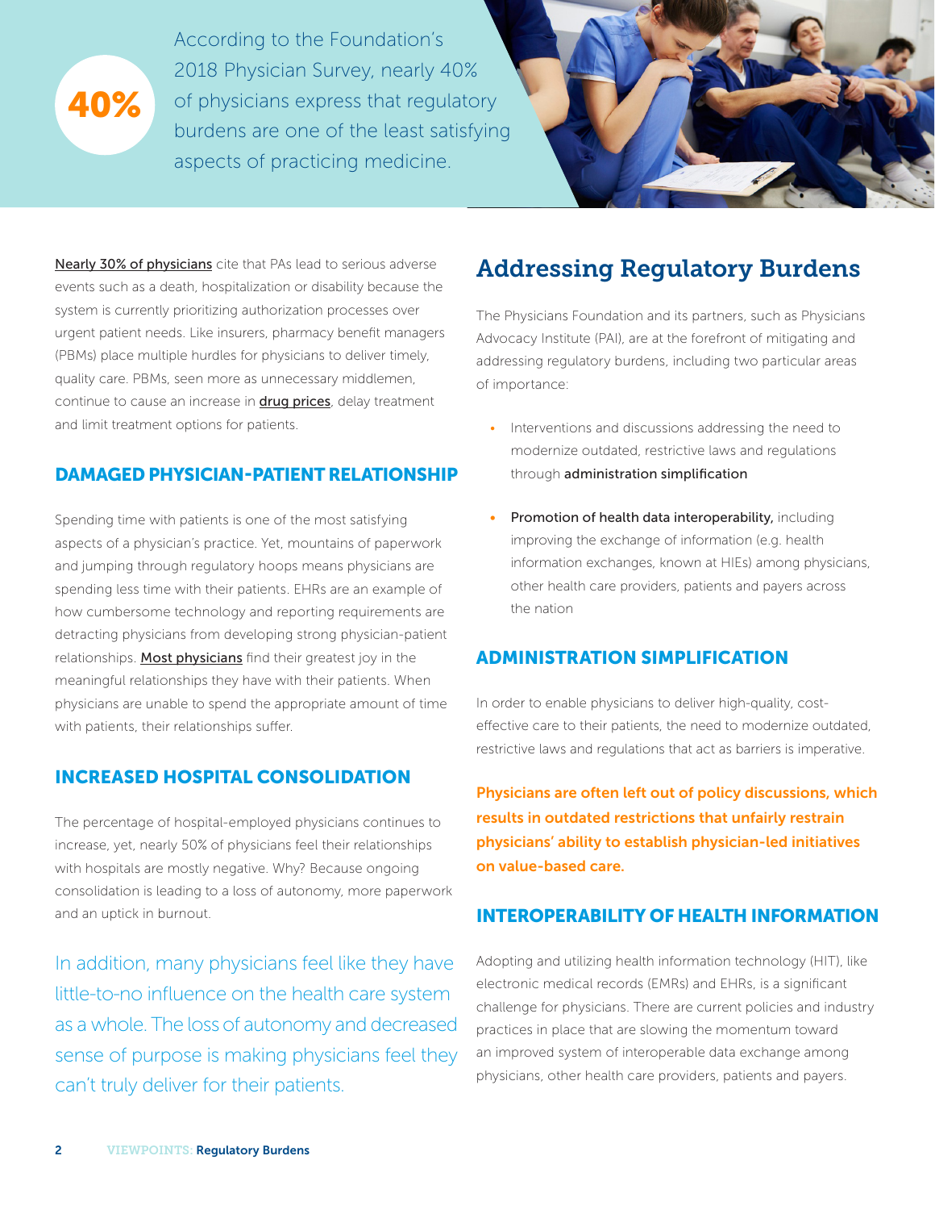**40%**

According to the Foundation's 2018 Physician Survey, nearly 40% of physicians express that regulatory burdens are one of the least satisfying aspects of practicing medicine.

Nearly 30% of physicians cite that PAs lead to serious adverse events such as a death, hospitalization or disability because the system is currently prioritizing authorization processes over urgent patient needs. Like insurers, pharmacy benefit managers (PBMs) place multiple hurdles for physicians to deliver timely, quality care. PBMs, seen more as unnecessary middlemen, continue to cause an increase in drug prices, delay treatment and limit treatment options for patients.

### DAMAGED PHYSICIAN-PATIENT RELATIONSHIP

Spending time with patients is one of the most satisfying aspects of a physician's practice. Yet, mountains of paperwork and jumping through regulatory hoops means physicians are spending less time with their patients. EHRs are an example of how cumbersome technology and reporting requirements are detracting physicians from developing strong physician-patient relationships. Most physicians find their greatest joy in the meaningful relationships they have with their patients. When physicians are unable to spend the appropriate amount of time with patients, their relationships suffer.

### INCREASED HOSPITAL CONSOLIDATION

The percentage of hospital-employed physicians continues to increase, yet, nearly 50% of physicians feel their relationships with hospitals are mostly negative. Why? Because ongoing consolidation is leading to a loss of autonomy, more paperwork and an uptick in burnout.

In addition, many physicians feel like they have little-to-no influence on the health care system as a whole. The loss of autonomy and decreased sense of purpose is making physicians feel they can't truly deliver for their patients.

## Addressing Regulatory Burdens

The Physicians Foundation and its partners, such as Physicians Advocacy Institute (PAI), are at the forefront of mitigating and addressing regulatory burdens, including two particular areas of importance:

- Interventions and discussions addressing the need to modernize outdated, restrictive laws and regulations through **administration simplification**
- **Promotion of health data interoperability,** including improving the exchange of information (e.g. health information exchanges, known at HIEs) among physicians, other health care providers, patients and payers across the nation

### ADMINISTRATION SIMPLIFICATION

In order to enable physicians to deliver high-quality, cost-effective care to their patients, the need to modernize outdated, restrictive laws and regulations that act as barriers is imperative.

**Physicians are often left out of policy discussions, which results in outdated restrictions that unfairly restrain physicians' ability to establish physician-led initiatives on value-based care.**

### INTEROPERABILITY OF HEALTH INFORMATION

Adopting and utilizing health information technology (HIT), like electronic medical records (EMRs) and EHRs, is a significant challenge for physicians. There are current policies and industry practices in place that are slowing the momentum toward an improved system of interoperable data exchange among physicians, other health care providers, patients and payers.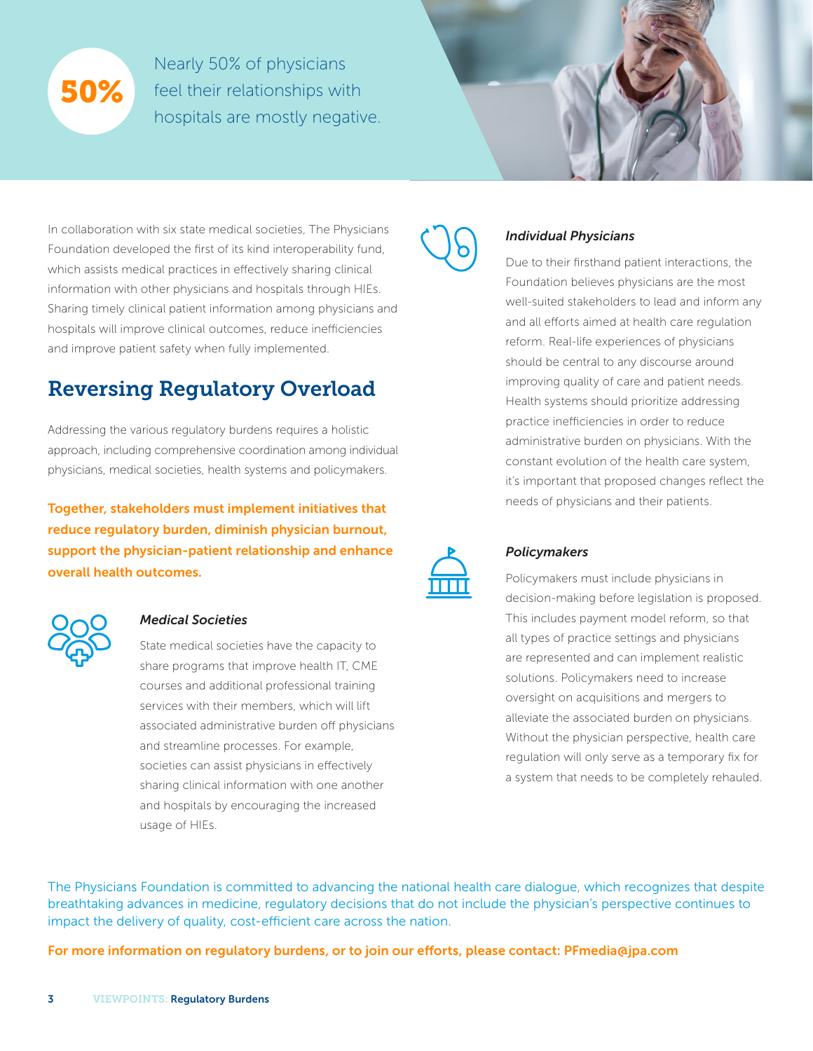**50%**

Nearly 50% of physicians feel their relationships with hospitals are mostly negative.

In collaboration with six state medical societies, The Physicians Foundation developed the first of its kind interoperability fund, which assists medical practices in effectively sharing clinical information with other physicians and hospitals through HIEs. Sharing timely clinical patient information among physicians and hospitals will improve clinical outcomes, reduce inefficiencies and improve patient safety when fully implemented.

## Reversing Regulatory Overload

Addressing the various regulatory burdens requires a holistic approach, including comprehensive coordination among individual physicians, medical societies, health systems and policymakers.

**Together, stakeholders must implement initiatives that reduce regulatory burden, diminish physician burnout, support the physician-patient relationship and enhance overall health outcomes.**

### *Medical Societies*

State medical societies have the capacity to share programs that improve health IT, CME courses and additional professional training services with their members, which will lift associated administrative burden off physicians and streamline processes. For example, societies can assist physicians in effectively sharing clinical information with one another and hospitals by encouraging the increased usage of HIEs.

### *Individual Physicians*

Due to their firsthand patient interactions, the Foundation believes physicians are the most well-suited stakeholders to lead and inform any and all efforts aimed at health care regulation reform. Real-life experiences of physicians should be central to any discourse around improving quality of care and patient needs. Health systems should prioritize addressing practice inefficiencies in order to reduce administrative burden on physicians. With the constant evolution of the health care system, it's important that proposed changes reflect the needs of physicians and their patients.

### *Policymakers*

Policymakers must include physicians in decision-making before legislation is proposed. This includes payment model reform, so that all types of practice settings and physicians are represented and can implement realistic solutions. Policymakers need to increase oversight on acquisitions and mergers to alleviate the associated burden on physicians. Without the physician perspective, health care regulation will only serve as a temporary fix for a system that needs to be completely rehauled.

The Physicians Foundation is committed to advancing the national health care dialogue, which recognizes that despite breathtaking advances in medicine, regulatory decisions that do not include the physician's perspective continues to impact the delivery of quality, cost-efficient care across the nation.

**For more information on regulatory burdens, or to join our efforts, please contact: PFmedia@jpa.com**